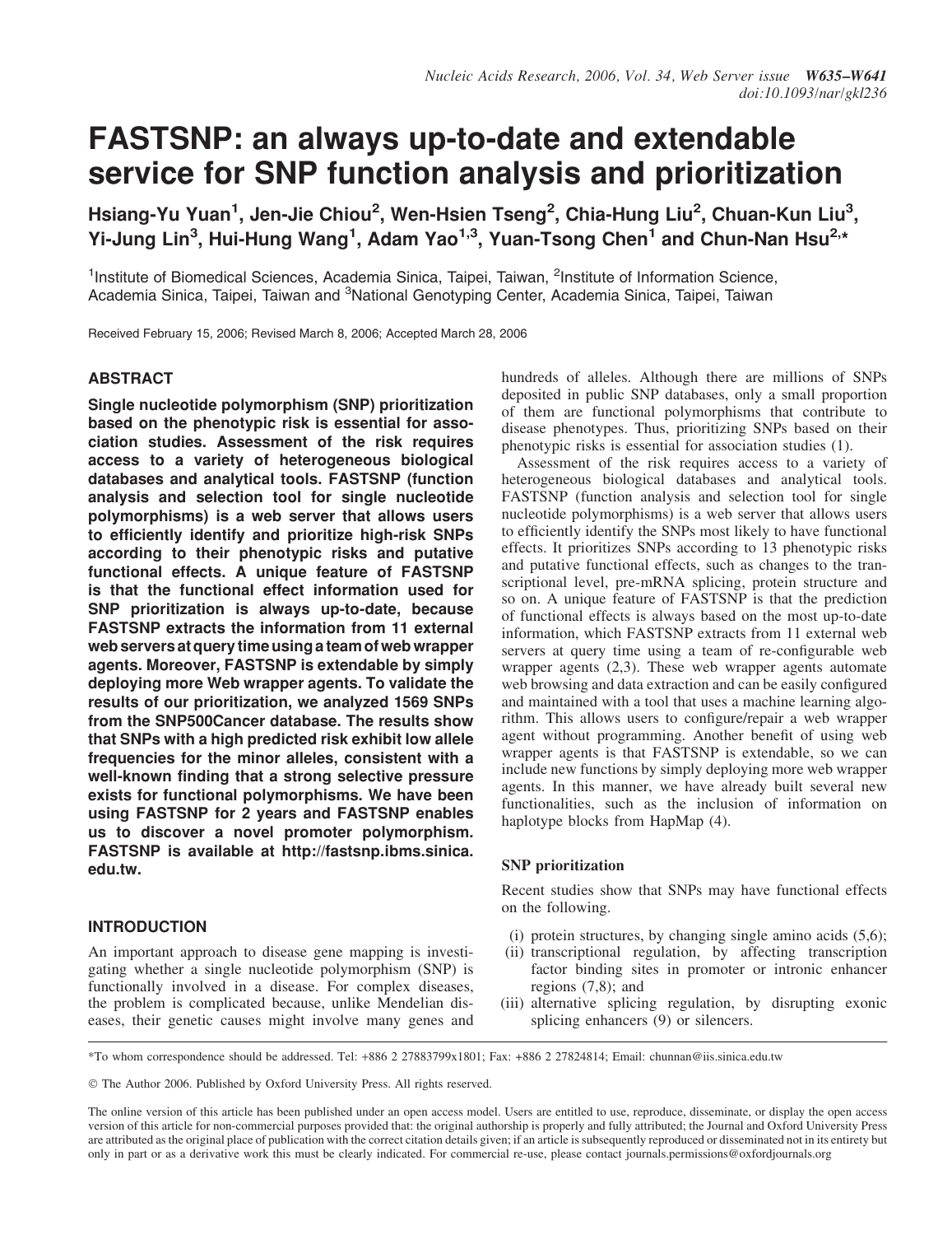# FASTSNP: an always up-to-date and extendable service for SNP function analysis and prioritization

**Hsiang-Yu Yuan[1], Jen-Jie Chiou[2], Wen-Hsien Tseng[2], Chia-Hung Liu[2], Chuan-Kun Liu[3], Yi-Jung Lin[3], Hui-Hung Wang[1], Adam Yao[1,3], Yuan-Tsong Chen[1] and Chun-Nan Hsu[2,*]**

[1]Institute of Biomedical Sciences, Academia Sinica, Taipei, Taiwan, [2]Institute of Information Science, Academia Sinica, Taipei, Taiwan and [3]National Genotyping Center, Academia Sinica, Taipei, Taiwan

Received February 15, 2006; Revised March 8, 2006; Accepted March 28, 2006

## ABSTRACT

**Single nucleotide polymorphism (SNP) prioritization based on the phenotypic risk is essential for association studies. Assessment of the risk requires access to a variety of heterogeneous biological databases and analytical tools. FASTSNP (function analysis and selection tool for single nucleotide polymorphisms) is a web server that allows users to efficiently identify and prioritize high-risk SNPs according to their phenotypic risks and putative functional effects. A unique feature of FASTSNP is that the functional effect information used for SNP prioritization is always up-to-date, because FASTSNP extracts the information from 11 external web servers at query time using a team of web wrapper agents. Moreover, FASTSNP is extendable by simply deploying more Web wrapper agents. To validate the results of our prioritization, we analyzed 1569 SNPs from the SNP500Cancer database. The results show that SNPs with a high predicted risk exhibit low allele frequencies for the minor alleles, consistent with a well-known finding that a strong selective pressure exists for functional polymorphisms. We have been using FASTSNP for 2 years and FASTSNP enables us to discover a novel promoter polymorphism. FASTSNP is available at http://fastsnp.ibms.sinica.edu.tw.**

## INTRODUCTION

An important approach to disease gene mapping is investigating whether a single nucleotide polymorphism (SNP) is functionally involved in a disease. For complex diseases, the problem is complicated because, unlike Mendelian diseases, their genetic causes might involve many genes and hundreds of alleles. Although there are millions of SNPs deposited in public SNP databases, only a small proportion of them are functional polymorphisms that contribute to disease phenotypes. Thus, prioritizing SNPs based on their phenotypic risks is essential for association studies (1).

Assessment of the risk requires access to a variety of heterogeneous biological databases and analytical tools. FASTSNP (function analysis and selection tool for single nucleotide polymorphisms) is a web server that allows users to efficiently identify the SNPs most likely to have functional effects. It prioritizes SNPs according to 13 phenotypic risks and putative functional effects, such as changes to the transcriptional level, pre-mRNA splicing, protein structure and so on. A unique feature of FASTSNP is that the prediction of functional effects is always based on the most up-to-date information, which FASTSNP extracts from 11 external web servers at query time using a team of re-configurable web wrapper agents (2,3). These web wrapper agents automate web browsing and data extraction and can be easily configured and maintained with a tool that uses a machine learning algorithm. This allows users to configure/repair a web wrapper agent without programming. Another benefit of using web wrapper agents is that FASTSNP is extendable, so we can include new functions by simply deploying more web wrapper agents. In this manner, we have already built several new functionalities, such as the inclusion of information on haplotype blocks from HapMap (4).

### SNP prioritization

Recent studies show that SNPs may have functional effects on the following.

(i) protein structures, by changing single amino acids (5,6);
(ii) transcriptional regulation, by affecting transcription factor binding sites in promoter or intronic enhancer regions (7,8); and
(iii) alternative splicing regulation, by disrupting exonic splicing enhancers (9) or silencers.

*To whom correspondence should be addressed. Tel: +886 2 27883799x1801; Fax: +886 2 27824814; Email: chunnan@iis.sinica.edu.tw

© The Author 2006. Published by Oxford University Press. All rights reserved.

The online version of this article has been published under an open access model. Users are entitled to use, reproduce, disseminate, or display the open access version of this article for non-commercial purposes provided that: the original authorship is properly and fully attributed; the Journal and Oxford University Press are attributed as the original place of publication with the correct citation details given; if an article is subsequently reproduced or disseminated not in its entirety but only in part or as a derivative work this must be clearly indicated. For commercial re-use, please contact journals.permissions@oxfordjournals.org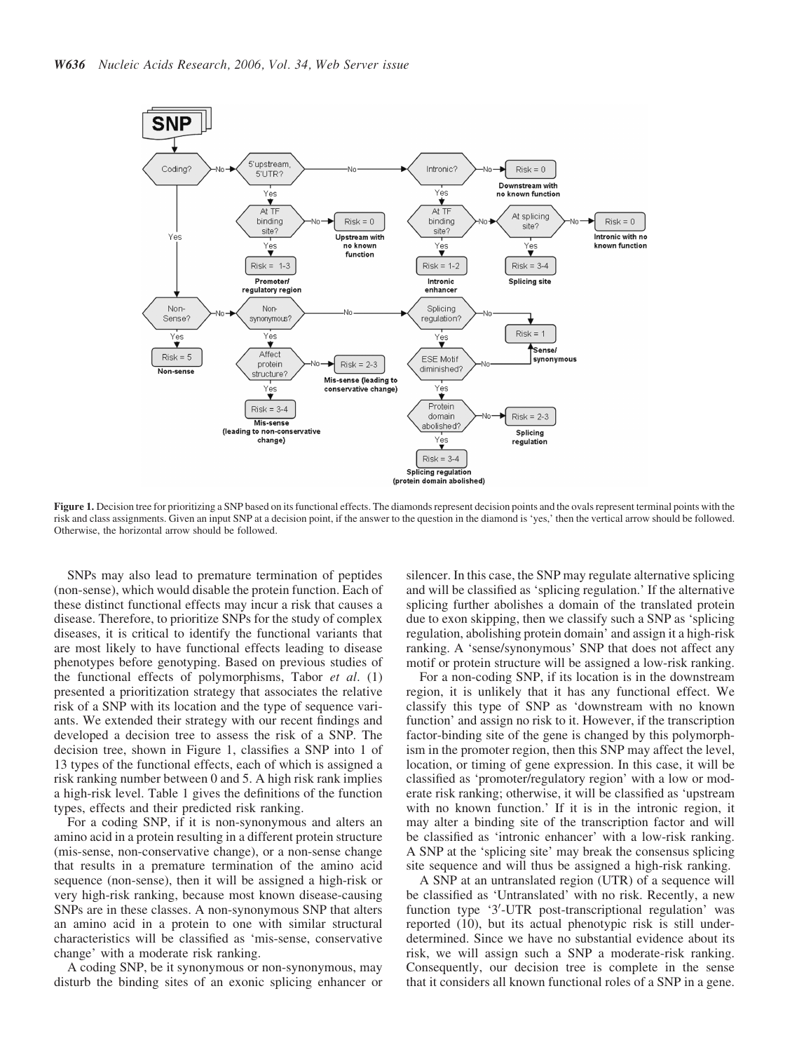SNP

Coding?

No

5'upstream, 5'UTR?

No

Intronic?

No

Risk = 0

Downstream with no known function

Yes

At TF binding site?

No

Risk = 0

Upstream with no known function

Yes

Risk = 1-3

Promoter/ regulatory region

Yes

At TF binding site?

No

At splicing site?

No

Risk = 0

Intronic with no known function

Yes

Risk = 1-2

Intronic enhancer

Yes

Risk = 3-4

Splicing site

Yes

Non-Sense?

No

Non-synonymous?

No

Splicing regulation?

No

Risk = 1

Sense/ synonymous

Yes

Risk = 5

Non-sense

Yes

Affect protein structure?

No

Risk = 2-3

Mis-sense (leading to conservative change)

Yes

Risk = 3-4

Mis-sense (leading to non-conservative change)

Yes

ESE Motif diminished?

No

Yes

Protein domain abolished?

No

Risk = 2-3

Splicing regulation

Yes

Risk = 3-4

Splicing regulation (protein domain abolished)

**Figure 1.** Decision tree for prioritizing a SNP based on its functional effects. The diamonds represent decision points and the ovals represent terminal points with the risk and class assignments. Given an input SNP at a decision point, if the answer to the question in the diamond is 'yes,' then the vertical arrow should be followed. Otherwise, the horizontal arrow should be followed.

SNPs may also lead to premature termination of peptides (non-sense), which would disable the protein function. Each of these distinct functional effects may incur a risk that causes a disease. Therefore, to prioritize SNPs for the study of complex diseases, it is critical to identify the functional variants that are most likely to have functional effects leading to disease phenotypes before genotyping. Based on previous studies of the functional effects of polymorphisms, Tabor *et al*. (1) presented a prioritization strategy that associates the relative risk of a SNP with its location and the type of sequence variants. We extended their strategy with our recent findings and developed a decision tree to assess the risk of a SNP. The decision tree, shown in Figure 1, classifies a SNP into 1 of 13 types of the functional effects, each of which is assigned a risk ranking number between 0 and 5. A high risk rank implies a high-risk level. Table 1 gives the definitions of the function types, effects and their predicted risk ranking.

For a coding SNP, if it is non-synonymous and alters an amino acid in a protein resulting in a different protein structure (mis-sense, non-conservative change), or a non-sense change that results in a premature termination of the amino acid sequence (non-sense), then it will be assigned a high-risk or very high-risk ranking, because most known disease-causing SNPs are in these classes. A non-synonymous SNP that alters an amino acid in a protein to one with similar structural characteristics will be classified as 'mis-sense, conservative change' with a moderate risk ranking.

A coding SNP, be it synonymous or non-synonymous, may disturb the binding sites of an exonic splicing enhancer or silencer. In this case, the SNP may regulate alternative splicing and will be classified as 'splicing regulation.' If the alternative splicing further abolishes a domain of the translated protein due to exon skipping, then we classify such a SNP as 'splicing regulation, abolishing protein domain' and assign it a high-risk ranking. A 'sense/synonymous' SNP that does not affect any motif or protein structure will be assigned a low-risk ranking.

For a non-coding SNP, if its location is in the downstream region, it is unlikely that it has any functional effect. We classify this type of SNP as 'downstream with no known function' and assign no risk to it. However, if the transcription factor-binding site of the gene is changed by this polymorphism in the promoter region, then this SNP may affect the level, location, or timing of gene expression. In this case, it will be classified as 'promoter/regulatory region' with a low or moderate risk ranking; otherwise, it will be classified as 'upstream with no known function.' If it is in the intronic region, it may alter a binding site of the transcription factor and will be classified as 'intronic enhancer' with a low-risk ranking. A SNP at the 'splicing site' may break the consensus splicing site sequence and will thus be assigned a high-risk ranking.

A SNP at an untranslated region (UTR) of a sequence will be classified as 'Untranslated' with no risk. Recently, a new function type '3′-UTR post-transcriptional regulation' was reported (10), but its actual phenotypic risk is still under-determined. Since we have no substantial evidence about its risk, we will assign such a SNP a moderate-risk ranking. Consequently, our decision tree is complete in the sense that it considers all known functional roles of a SNP in a gene.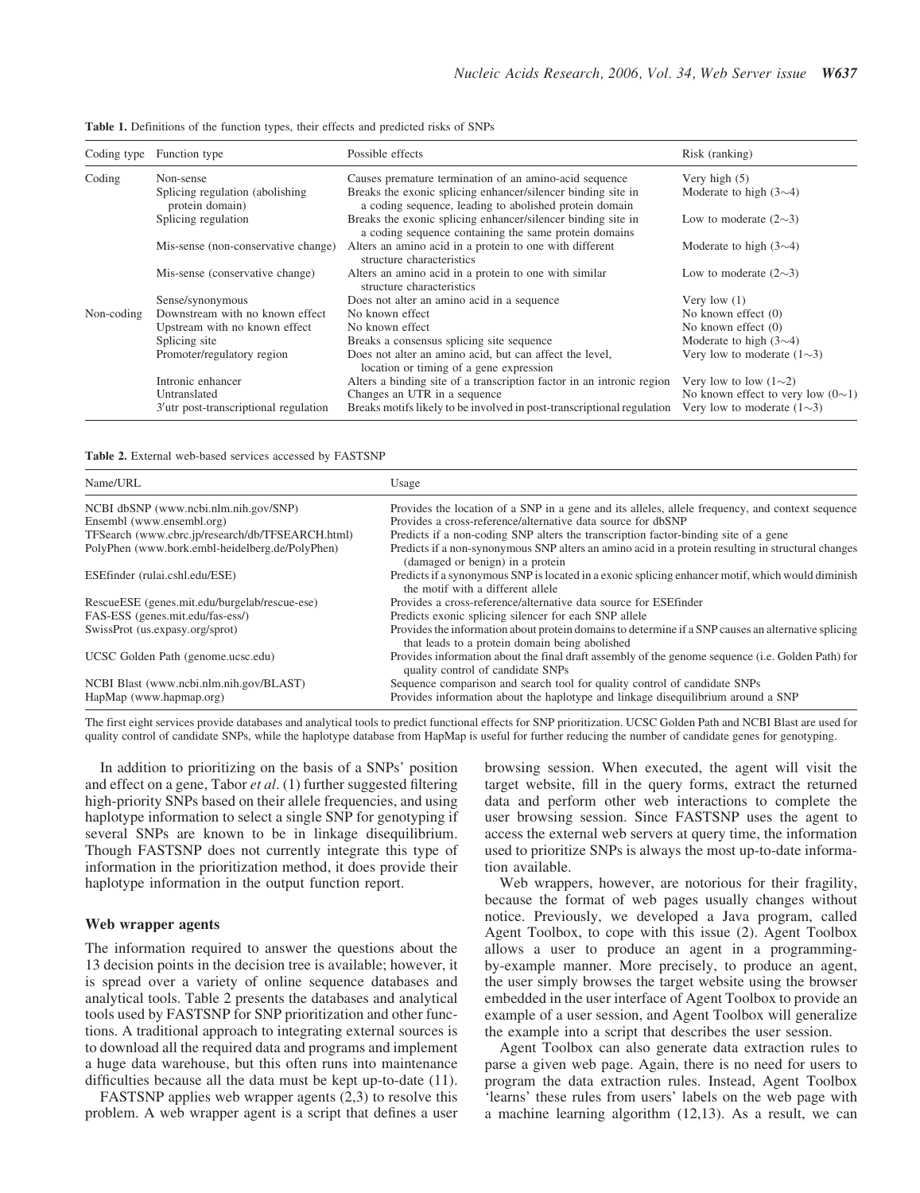**Table 1.** Definitions of the function types, their effects and predicted risks of SNPs

| Coding type | Function type | Possible effects | Risk (ranking) |
|---|---|---|---|
| Coding | Non-sense | Causes premature termination of an amino-acid sequence | Very high (5) |
| | Splicing regulation (abolishing protein domain) | Breaks the exonic splicing enhancer/silencer binding site in a coding sequence, leading to abolished protein domain | Moderate to high (3∼4) |
| | Splicing regulation | Breaks the exonic splicing enhancer/silencer binding site in a coding sequence containing the same protein domains | Low to moderate (2∼3) |
| | Mis-sense (non-conservative change) | Alters an amino acid in a protein to one with different structure characteristics | Moderate to high (3∼4) |
| | Mis-sense (conservative change) | Alters an amino acid in a protein to one with similar structure characteristics | Low to moderate (2∼3) |
| | Sense/synonymous | Does not alter an amino acid in a sequence | Very low (1) |
| Non-coding | Downstream with no known effect | No known effect | No known effect (0) |
| | Upstream with no known effect | No known effect | No known effect (0) |
| | Splicing site | Breaks a consensus splicing site sequence | Moderate to high (3∼4) |
| | Promoter/regulatory region | Does not alter an amino acid, but can affect the level, location or timing of a gene expression | Very low to moderate (1∼3) |
| | Intronic enhancer | Alters a binding site of a transcription factor in an intronic region | Very low to low (1∼2) |
| | Untranslated | Changes an UTR in a sequence | No known effect to very low (0∼1) |
| | 3′utr post-transcriptional regulation | Breaks motifs likely to be involved in post-transcriptional regulation | Very low to moderate (1∼3) |

**Table 2.** External web-based services accessed by FASTSNP

| Name/URL | Usage |
|---|---|
| NCBI dbSNP (www.ncbi.nlm.nih.gov/SNP) | Provides the location of a SNP in a gene and its alleles, allele frequency, and context sequence |
| Ensembl (www.ensembl.org) | Provides a cross-reference/alternative data source for dbSNP |
| TFSearch (www.cbrc.jp/research/db/TFSEARCH.html) | Predicts if a non-coding SNP alters the transcription factor-binding site of a gene |
| PolyPhen (www.bork.embl-heidelberg.de/PolyPhen) | Predicts if a non-synonymous SNP alters an amino acid in a protein resulting in structural changes (damaged or benign) in a protein |
| ESEfinder (rulai.cshl.edu/ESE) | Predicts if a synonymous SNP is located in a exonic splicing enhancer motif, which would diminish the motif with a different allele |
| RescueESE (genes.mit.edu/burgelab/rescue-ese) | Provides a cross-reference/alternative data source for ESEfinder |
| FAS-ESS (genes.mit.edu/fas-ess/) | Predicts exonic splicing silencer for each SNP allele |
| SwissProt (us.expasy.org/sprot) | Provides the information about protein domains to determine if a SNP causes an alternative splicing that leads to a protein domain being abolished |
| UCSC Golden Path (genome.ucsc.edu) | Provides information about the final draft assembly of the genome sequence (i.e. Golden Path) for quality control of candidate SNPs |
| NCBI Blast (www.ncbi.nlm.nih.gov/BLAST) | Sequence comparison and search tool for quality control of candidate SNPs |
| HapMap (www.hapmap.org) | Provides information about the haplotype and linkage disequilibrium around a SNP |

The first eight services provide databases and analytical tools to predict functional effects for SNP prioritization. UCSC Golden Path and NCBI Blast are used for quality control of candidate SNPs, while the haplotype database from HapMap is useful for further reducing the number of candidate genes for genotyping.

In addition to prioritizing on the basis of a SNPs' position and effect on a gene, Tabor *et al*. (1) further suggested filtering high-priority SNPs based on their allele frequencies, and using haplotype information to select a single SNP for genotyping if several SNPs are known to be in linkage disequilibrium. Though FASTSNP does not currently integrate this type of information in the prioritization method, it does provide their haplotype information in the output function report.

### Web wrapper agents

The information required to answer the questions about the 13 decision points in the decision tree is available; however, it is spread over a variety of online sequence databases and analytical tools. Table 2 presents the databases and analytical tools used by FASTSNP for SNP prioritization and other functions. A traditional approach to integrating external sources is to download all the required data and programs and implement a huge data warehouse, but this often runs into maintenance difficulties because all the data must be kept up-to-date (11).

FASTSNP applies web wrapper agents (2,3) to resolve this problem. A web wrapper agent is a script that defines a user browsing session. When executed, the agent will visit the target website, fill in the query forms, extract the returned data and perform other web interactions to complete the user browsing session. Since FASTSNP uses the agent to access the external web servers at query time, the information used to prioritize SNPs is always the most up-to-date information available.

Web wrappers, however, are notorious for their fragility, because the format of web pages usually changes without notice. Previously, we developed a Java program, called Agent Toolbox, to cope with this issue (2). Agent Toolbox allows a user to produce an agent in a programming-by-example manner. More precisely, to produce an agent, the user simply browses the target website using the browser embedded in the user interface of Agent Toolbox to provide an example of a user session, and Agent Toolbox will generalize the example into a script that describes the user session.

Agent Toolbox can also generate data extraction rules to parse a given web page. Again, there is no need for users to program the data extraction rules. Instead, Agent Toolbox 'learns' these rules from users' labels on the web page with a machine learning algorithm (12,13). As a result, we can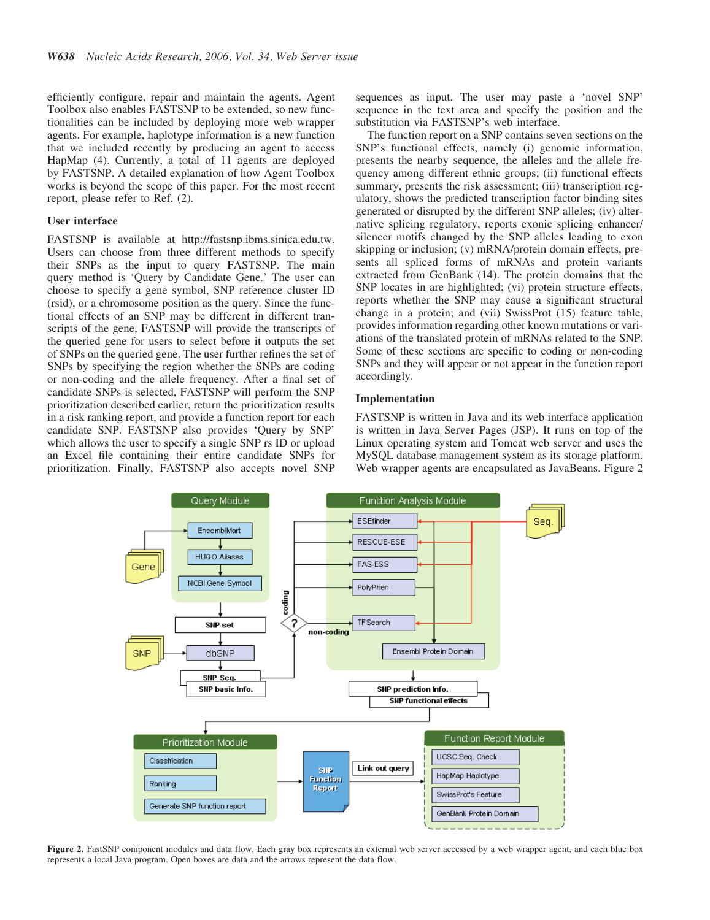efficiently configure, repair and maintain the agents. Agent Toolbox also enables FASTSNP to be extended, so new functionalities can be included by deploying more web wrapper agents. For example, haplotype information is a new function that we included recently by producing an agent to access HapMap (4). Currently, a total of 11 agents are deployed by FASTSNP. A detailed explanation of how Agent Toolbox works is beyond the scope of this paper. For the most recent report, please refer to Ref. (2).

### User interface

FASTSNP is available at http://fastsnp.ibms.sinica.edu.tw. Users can choose from three different methods to specify their SNPs as the input to query FASTSNP. The main query method is 'Query by Candidate Gene.' The user can choose to specify a gene symbol, SNP reference cluster ID (rsid), or a chromosome position as the query. Since the functional effects of an SNP may be different in different transcripts of the gene, FASTSNP will provide the transcripts of the queried gene for users to select before it outputs the set of SNPs on the queried gene. The user further refines the set of SNPs by specifying the region whether the SNPs are coding or non-coding and the allele frequency. After a final set of candidate SNPs is selected, FASTSNP will perform the SNP prioritization described earlier, return the prioritization results in a risk ranking report, and provide a function report for each candidate SNP. FASTSNP also provides 'Query by SNP' which allows the user to specify a single SNP rs ID or upload an Excel file containing their entire candidate SNPs for prioritization. Finally, FASTSNP also accepts novel SNP sequences as input. The user may paste a 'novel SNP' sequence in the text area and specify the position and the substitution via FASTSNP's web interface.

The function report on a SNP contains seven sections on the SNP's functional effects, namely (i) genomic information, presents the nearby sequence, the alleles and the allele frequency among different ethnic groups; (ii) functional effects summary, presents the risk assessment; (iii) transcription regulatory, shows the predicted transcription factor binding sites generated or disrupted by the different SNP alleles; (iv) alternative splicing regulatory, reports exonic splicing enhancer/silencer motifs changed by the SNP alleles leading to exon skipping or inclusion; (v) mRNA/protein domain effects, presents all spliced forms of mRNAs and protein variants extracted from GenBank (14). The protein domains that the SNP locates in are highlighted; (vi) protein structure effects, reports whether the SNP may cause a significant structural change in a protein; and (vii) SwissProt (15) feature table, provides information regarding other known mutations or variations of the translated protein of mRNAs related to the SNP. Some of these sections are specific to coding or non-coding SNPs and they will appear or not appear in the function report accordingly.

### Implementation

FASTSNP is written in Java and its web interface application is written in Java Server Pages (JSP). It runs on top of the Linux operating system and Tomcat web server and uses the MySQL database management system as its storage platform. Web wrapper agents are encapsulated as JavaBeans. Figure 2

**Figure 2.** FastSNP component modules and data flow. Each gray box represents an external web server accessed by a web wrapper agent, and each blue box represents a local Java program. Open boxes are data and the arrows represent the data flow.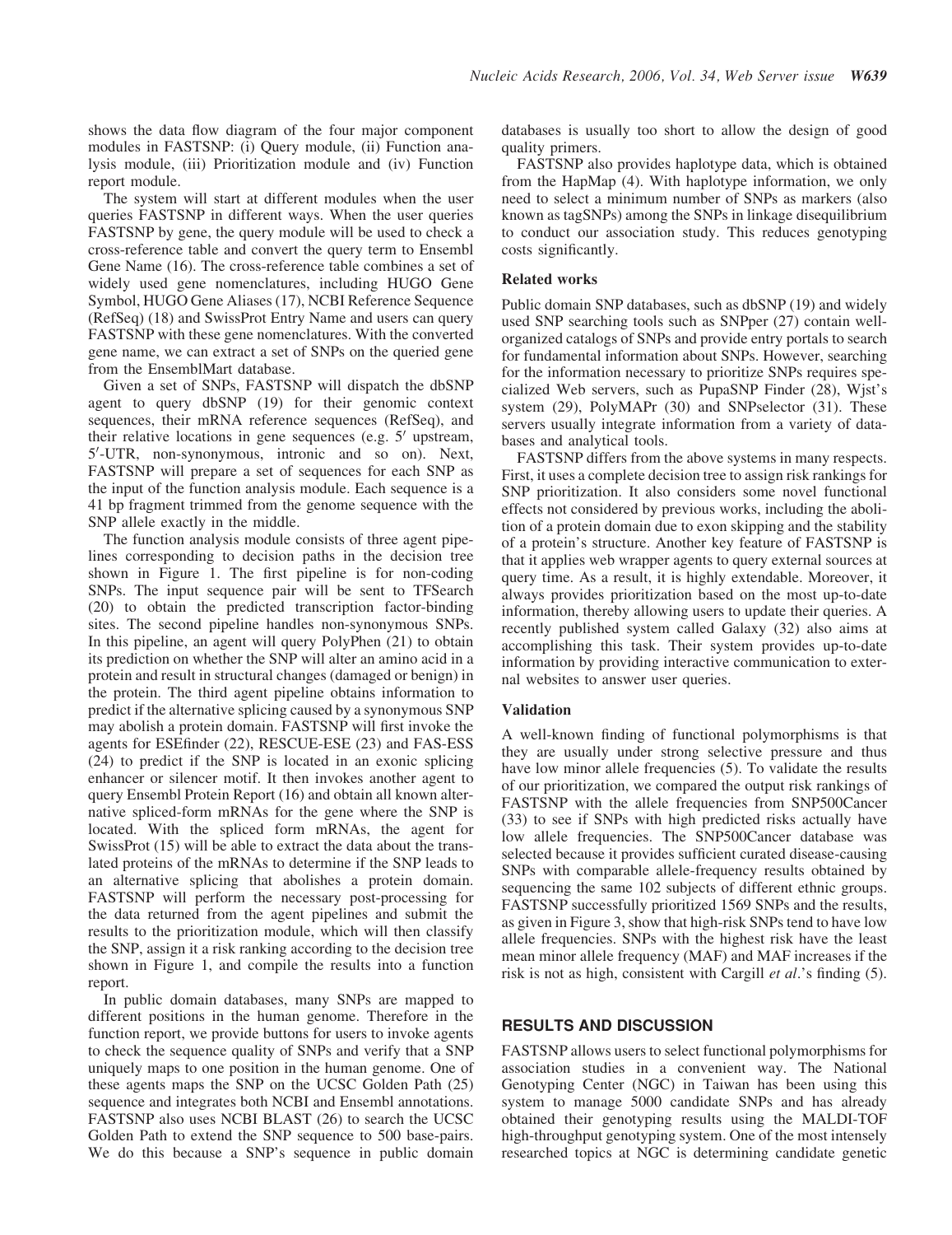shows the data flow diagram of the four major component modules in FASTSNP: (i) Query module, (ii) Function analysis module, (iii) Prioritization module and (iv) Function report module.

The system will start at different modules when the user queries FASTSNP in different ways. When the user queries FASTSNP by gene, the query module will be used to check a cross-reference table and convert the query term to Ensembl Gene Name (16). The cross-reference table combines a set of widely used gene nomenclatures, including HUGO Gene Symbol, HUGO Gene Aliases (17), NCBI Reference Sequence (RefSeq) (18) and SwissProt Entry Name and users can query FASTSNP with these gene nomenclatures. With the converted gene name, we can extract a set of SNPs on the queried gene from the EnsemblMart database.

Given a set of SNPs, FASTSNP will dispatch the dbSNP agent to query dbSNP (19) for their genomic context sequences, their mRNA reference sequences (RefSeq), and their relative locations in gene sequences (e.g. 5′ upstream, 5′-UTR, non-synonymous, intronic and so on). Next, FASTSNP will prepare a set of sequences for each SNP as the input of the function analysis module. Each sequence is a 41 bp fragment trimmed from the genome sequence with the SNP allele exactly in the middle.

The function analysis module consists of three agent pipelines corresponding to decision paths in the decision tree shown in Figure 1. The first pipeline is for non-coding SNPs. The input sequence pair will be sent to TFSearch (20) to obtain the predicted transcription factor-binding sites. The second pipeline handles non-synonymous SNPs. In this pipeline, an agent will query PolyPhen (21) to obtain its prediction on whether the SNP will alter an amino acid in a protein and result in structural changes (damaged or benign) in the protein. The third agent pipeline obtains information to predict if the alternative splicing caused by a synonymous SNP may abolish a protein domain. FASTSNP will first invoke the agents for ESEfinder (22), RESCUE-ESE (23) and FAS-ESS (24) to predict if the SNP is located in an exonic splicing enhancer or silencer motif. It then invokes another agent to query Ensembl Protein Report (16) and obtain all known alternative spliced-form mRNAs for the gene where the SNP is located. With the spliced form mRNAs, the agent for SwissProt (15) will be able to extract the data about the translated proteins of the mRNAs to determine if the SNP leads to an alternative splicing that abolishes a protein domain. FASTSNP will perform the necessary post-processing for the data returned from the agent pipelines and submit the results to the prioritization module, which will then classify the SNP, assign it a risk ranking according to the decision tree shown in Figure 1, and compile the results into a function report.

In public domain databases, many SNPs are mapped to different positions in the human genome. Therefore in the function report, we provide buttons for users to invoke agents to check the sequence quality of SNPs and verify that a SNP uniquely maps to one position in the human genome. One of these agents maps the SNP on the UCSC Golden Path (25) sequence and integrates both NCBI and Ensembl annotations. FASTSNP also uses NCBI BLAST (26) to search the UCSC Golden Path to extend the SNP sequence to 500 base-pairs. We do this because a SNP's sequence in public domain databases is usually too short to allow the design of good quality primers.

FASTSNP also provides haplotype data, which is obtained from the HapMap (4). With haplotype information, we only need to select a minimum number of SNPs as markers (also known as tagSNPs) among the SNPs in linkage disequilibrium to conduct our association study. This reduces genotyping costs significantly.

### Related works

Public domain SNP databases, such as dbSNP (19) and widely used SNP searching tools such as SNPper (27) contain well-organized catalogs of SNPs and provide entry portals to search for fundamental information about SNPs. However, searching for the information necessary to prioritize SNPs requires specialized Web servers, such as PupaSNP Finder (28), Wjst's system (29), PolyMAPr (30) and SNPselector (31). These servers usually integrate information from a variety of databases and analytical tools.

FASTSNP differs from the above systems in many respects. First, it uses a complete decision tree to assign risk rankings for SNP prioritization. It also considers some novel functional effects not considered by previous works, including the abolition of a protein domain due to exon skipping and the stability of a protein's structure. Another key feature of FASTSNP is that it applies web wrapper agents to query external sources at query time. As a result, it is highly extendable. Moreover, it always provides prioritization based on the most up-to-date information, thereby allowing users to update their queries. A recently published system called Galaxy (32) also aims at accomplishing this task. Their system provides up-to-date information by providing interactive communication to external websites to answer user queries.

### Validation

A well-known finding of functional polymorphisms is that they are usually under strong selective pressure and thus have low minor allele frequencies (5). To validate the results of our prioritization, we compared the output risk rankings of FASTSNP with the allele frequencies from SNP500Cancer (33) to see if SNPs with high predicted risks actually have low allele frequencies. The SNP500Cancer database was selected because it provides sufficient curated disease-causing SNPs with comparable allele-frequency results obtained by sequencing the same 102 subjects of different ethnic groups. FASTSNP successfully prioritized 1569 SNPs and the results, as given in Figure 3, show that high-risk SNPs tend to have low allele frequencies. SNPs with the highest risk have the least mean minor allele frequency (MAF) and MAF increases if the risk is not as high, consistent with Cargill *et al*.'s finding (5).

## RESULTS AND DISCUSSION

FASTSNP allows users to select functional polymorphisms for association studies in a convenient way. The National Genotyping Center (NGC) in Taiwan has been using this system to manage 5000 candidate SNPs and has already obtained their genotyping results using the MALDI-TOF high-throughput genotyping system. One of the most intensely researched topics at NGC is determining candidate genetic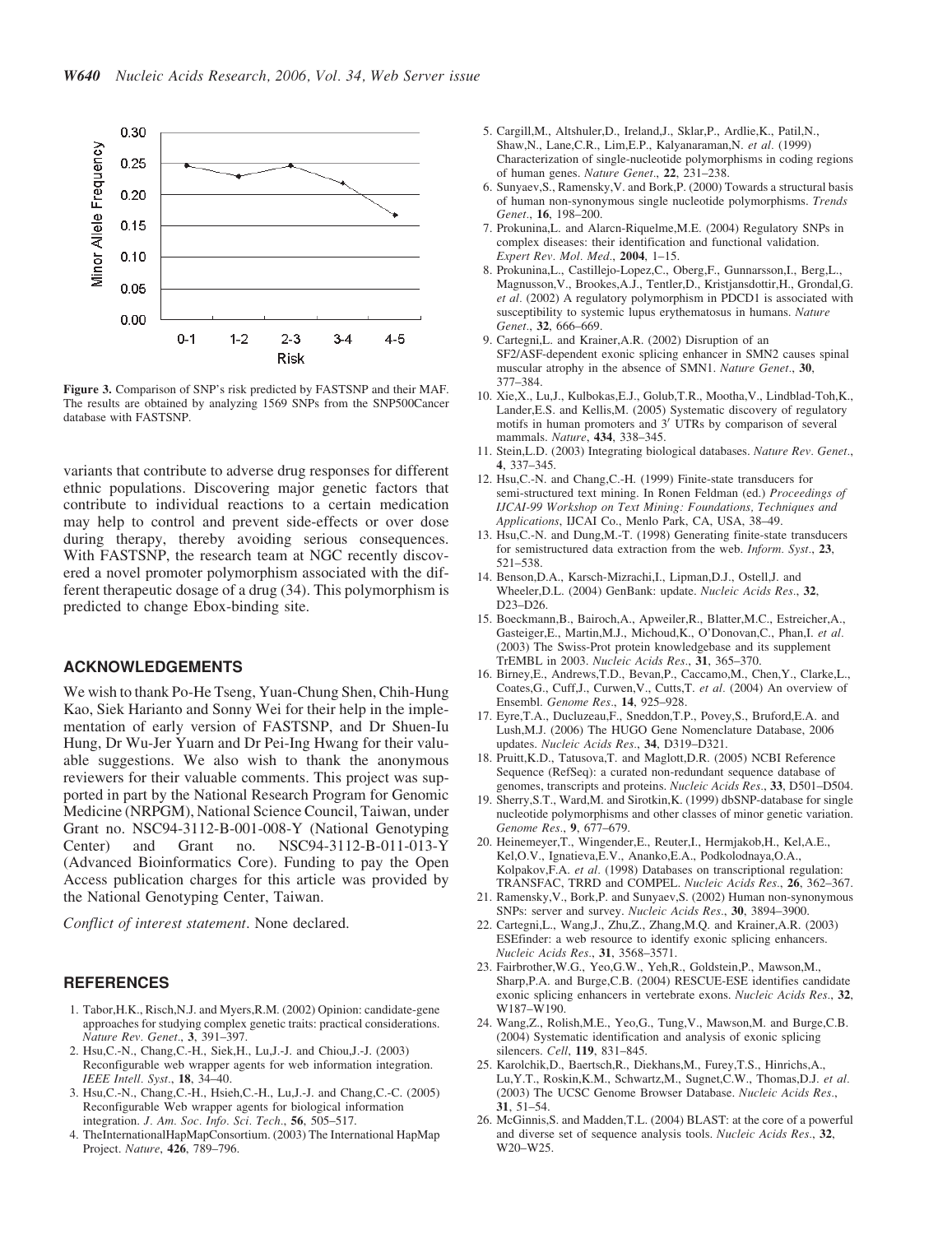Figure 3. Comparison of SNP's risk predicted by FASTSNP and their MAF. The results are obtained by analyzing 1569 SNPs from the SNP500Cancer database with FASTSNP.

variants that contribute to adverse drug responses for different ethnic populations. Discovering major genetic factors that contribute to individual reactions to a certain medication may help to control and prevent side-effects or over dose during therapy, thereby avoiding serious consequences. With FASTSNP, the research team at NGC recently discovered a novel promoter polymorphism associated with the different therapeutic dosage of a drug (34). This polymorphism is predicted to change Ebox-binding site.

## ACKNOWLEDGEMENTS

We wish to thank Po-He Tseng, Yuan-Chung Shen, Chih-Hung Kao, Siek Harianto and Sonny Wei for their help in the implementation of early version of FASTSNP, and Dr Shuen-Iu Hung, Dr Wu-Jer Yuarn and Dr Pei-Ing Hwang for their valuable suggestions. We also wish to thank the anonymous reviewers for their valuable comments. This project was supported in part by the National Research Program for Genomic Medicine (NRPGM), National Science Council, Taiwan, under Grant no. NSC94-3112-B-001-008-Y (National Genotyping Center) and Grant no. NSC94-3112-B-011-013-Y (Advanced Bioinformatics Core). Funding to pay the Open Access publication charges for this article was provided by the National Genotyping Center, Taiwan.

*Conflict of interest statement*. None declared.

## REFERENCES

1. Tabor,H.K., Risch,N.J. and Myers,R.M. (2002) Opinion: candidate-gene approaches for studying complex genetic traits: practical considerations. *Nature Rev. Genet.*, **3**, 391–397.
2. Hsu,C.-N., Chang,C.-H., Siek,H., Lu,J.-J. and Chiou,J.-J. (2003) Reconfigurable web wrapper agents for web information integration. *IEEE Intell. Syst.*, **18**, 34–40.
3. Hsu,C.-N., Chang,C.-H., Hsieh,C.-H., Lu,J.-J. and Chang,C.-C. (2005) Reconfigurable Web wrapper agents for biological information integration. *J. Am. Soc. Info. Sci. Tech.*, **56**, 505–517.
4. TheInternationalHapMapConsortium. (2003) The International HapMap Project. *Nature*, **426**, 789–796.
5. Cargill,M., Altshuler,D., Ireland,J., Sklar,P., Ardlie,K., Patil,N., Shaw,N., Lane,C.R., Lim,E.P., Kalyanaraman,N. *et al*. (1999) Characterization of single-nucleotide polymorphisms in coding regions of human genes. *Nature Genet.*, **22**, 231–238.
6. Sunyaev,S., Ramensky,V. and Bork,P. (2000) Towards a structural basis of human non-synonymous single nucleotide polymorphisms. *Trends Genet.*, **16**, 198–200.
7. Prokunina,L. and Alarcn-Riquelme,M.E. (2004) Regulatory SNPs in complex diseases: their identification and functional validation. *Expert Rev. Mol. Med.*, **2004**, 1–15.
8. Prokunina,L., Castillejo-Lopez,C., Oberg,F., Gunnarsson,I., Berg,L., Magnusson,V., Brookes,A.J., Tentler,D., Kristjansdottir,H., Grondal,G. *et al*. (2002) A regulatory polymorphism in PDCD1 is associated with susceptibility to systemic lupus erythematosus in humans. *Nature Genet.*, **32**, 666–669.
9. Cartegni,L. and Krainer,A.R. (2002) Disruption of an SF2/ASF-dependent exonic splicing enhancer in SMN2 causes spinal muscular atrophy in the absence of SMN1. *Nature Genet.*, **30**, 377–384.
10. Xie,X., Lu,J., Kulbokas,E.J., Golub,T.R., Mootha,V., Lindblad-Toh,K., Lander,E.S. and Kellis,M. (2005) Systematic discovery of regulatory motifs in human promoters and 3′ UTRs by comparison of several mammals. *Nature*, **434**, 338–345.
11. Stein,L.D. (2003) Integrating biological databases. *Nature Rev. Genet.*, **4**, 337–345.
12. Hsu,C.-N. and Chang,C.-H. (1999) Finite-state transducers for semi-structured text mining. In Ronen Feldman (ed.) *Proceedings of IJCAI-99 Workshop on Text Mining: Foundations, Techniques and Applications*, IJCAI Co., Menlo Park, CA, USA, 38–49.
13. Hsu,C.-N. and Dung,M.-T. (1998) Generating finite-state transducers for semistructured data extraction from the web. *Inform. Syst.*, **23**, 521–538.
14. Benson,D.A., Karsch-Mizrachi,I., Lipman,D.J., Ostell,J. and Wheeler,D.L. (2004) GenBank: update. *Nucleic Acids Res.*, **32**, D23–D26.
15. Boeckmann,B., Bairoch,A., Apweiler,R., Blatter,M.C., Estreicher,A., Gasteiger,E., Martin,M.J., Michoud,K., O'Donovan,C., Phan,I. *et al*. (2003) The Swiss-Prot protein knowledgebase and its supplement TrEMBL in 2003. *Nucleic Acids Res.*, **31**, 365–370.
16. Birney,E., Andrews,T.D., Bevan,P., Caccamo,M., Chen,Y., Clarke,L., Coates,G., Cuff,J., Curwen,V., Cutts,T. *et al*. (2004) An overview of Ensembl. *Genome Res.*, **14**, 925–928.
17. Eyre,T.A., Ducluzeau,F., Sneddon,T.P., Povey,S., Bruford,E.A. and Lush,M.J. (2006) The HUGO Gene Nomenclature Database, 2006 updates. *Nucleic Acids Res.*, **34**, D319–D321.
18. Pruitt,K.D., Tatusova,T. and Maglott,D.R. (2005) NCBI Reference Sequence (RefSeq): a curated non-redundant sequence database of genomes, transcripts and proteins. *Nucleic Acids Res.*, **33**, D501–D504.
19. Sherry,S.T., Ward,M. and Sirotkin,K. (1999) dbSNP-database for single nucleotide polymorphisms and other classes of minor genetic variation. *Genome Res.*, **9**, 677–679.
20. Heinemeyer,T., Wingender,E., Reuter,I., Hermjakob,H., Kel,A.E., Kel,O.V., Ignatieva,E.V., Ananko,E.A., Podkolodnaya,O.A., Kolpakov,F.A. *et al*. (1998) Databases on transcriptional regulation: TRANSFAC, TRRD and COMPEL. *Nucleic Acids Res.*, **26**, 362–367.
21. Ramensky,V., Bork,P. and Sunyaev,S. (2002) Human non-synonymous SNPs: server and survey. *Nucleic Acids Res.*, **30**, 3894–3900.
22. Cartegni,L., Wang,J., Zhu,Z., Zhang,M.Q. and Krainer,A.R. (2003) ESEfinder: a web resource to identify exonic splicing enhancers. *Nucleic Acids Res.*, **31**, 3568–3571.
23. Fairbrother,W.G., Yeo,G.W., Yeh,R., Goldstein,P., Mawson,M., Sharp,P.A. and Burge,C.B. (2004) RESCUE-ESE identifies candidate exonic splicing enhancers in vertebrate exons. *Nucleic Acids Res.*, **32**, W187–W190.
24. Wang,Z., Rolish,M.E., Yeo,G., Tung,V., Mawson,M. and Burge,C.B. (2004) Systematic identification and analysis of exonic splicing silencers. *Cell*, **119**, 831–845.
25. Karolchik,D., Baertsch,R., Diekhans,M., Furey,T.S., Hinrichs,A., Lu,Y.T., Roskin,K.M., Schwartz,M., Sugnet,C.W., Thomas,D.J. *et al*. (2003) The UCSC Genome Browser Database. *Nucleic Acids Res.*, **31**, 51–54.
26. McGinnis,S. and Madden,T.L. (2004) BLAST: at the core of a powerful and diverse set of sequence analysis tools. *Nucleic Acids Res.*, **32**, W20–W25.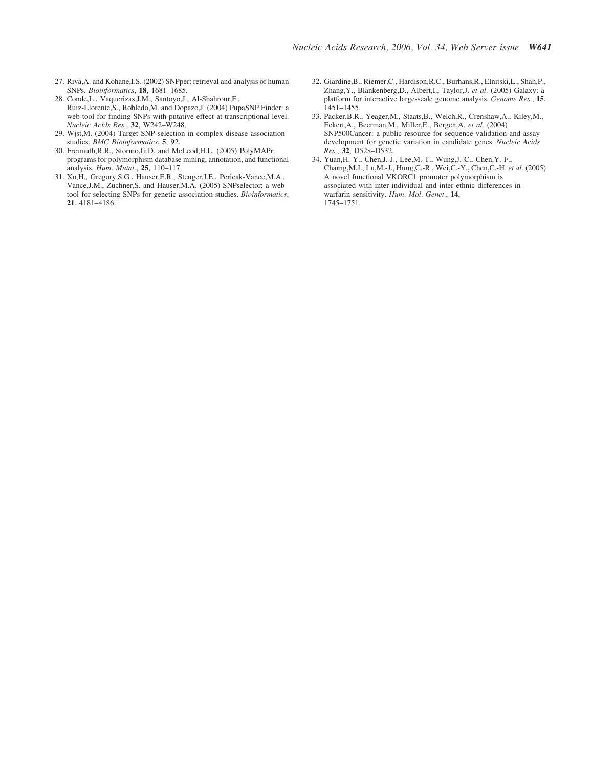27. Riva,A. and Kohane,I.S. (2002) SNPper: retrieval and analysis of human SNPs. *Bioinformatics*, **18**, 1681–1685.
28. Conde,L., Vaquerizas,J.M., Santoyo,J., Al-Shahrour,F., Ruiz-Llorente,S., Robledo,M. and Dopazo,J. (2004) PupaSNP Finder: a web tool for finding SNPs with putative effect at transcriptional level. *Nucleic Acids Res.*, **32**, W242–W248.
29. Wjst,M. (2004) Target SNP selection in complex disease association studies. *BMC Bioinformatics*, **5**, 92.
30. Freimuth,R.R., Stormo,G.D. and McLeod,H.L. (2005) PolyMAPr: programs for polymorphism database mining, annotation, and functional analysis. *Hum. Mutat.*, **25**, 110–117.
31. Xu,H., Gregory,S.G., Hauser,E.R., Stenger,J.E., Pericak-Vance,M.A., Vance,J.M., Zuchner,S. and Hauser,M.A. (2005) SNPselector: a web tool for selecting SNPs for genetic association studies. *Bioinformatics*, **21**, 4181–4186.
32. Giardine,B., Riemer,C., Hardison,R.C., Burhans,R., Elnitski,L., Shah,P., Zhang,Y., Blankenberg,D., Albert,I., Taylor,J. *et al.* (2005) Galaxy: a platform for interactive large-scale genome analysis. *Genome Res.*, **15**, 1451–1455.
33. Packer,B.R., Yeager,M., Staats,B., Welch,R., Crenshaw,A., Kiley,M., Eckert,A., Beerman,M., Miller,E., Bergen,A. *et al.* (2004) SNP500Cancer: a public resource for sequence validation and assay development for genetic variation in candidate genes. *Nucleic Acids Res.*, **32**, D528–D532.
34. Yuan,H.-Y., Chen,J.-J., Lee,M.-T., Wung,J.-C., Chen,Y.-F., Charng,M.J., Lu,M.-J., Hung,C.-R., Wei,C.-Y., Chen,C.-H. *et al.* (2005) A novel functional VKORC1 promoter polymorphism is associated with inter-individual and inter-ethnic differences in warfarin sensitivity. *Hum. Mol. Genet.*, **14**, 1745–1751.